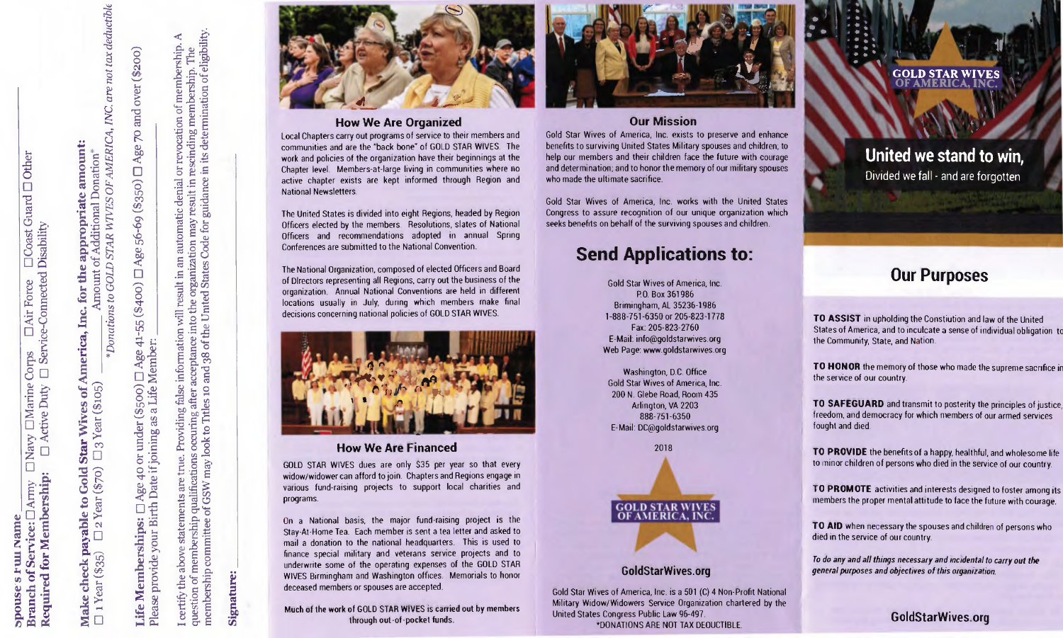Spouse's Full Name

Branch of Service: ☐ Army ☐ Navy ☐ Marine Corps ☐ Air Force ☐ Coast Guard ☐ Other

Required for Membership: ☐ Active Duty ☐ Service-Connected Disability

**Make check payable to Gold Star Wives of America, Inc. for the appropriate amount:**

☐ 1 Year ($35) ☐ 2 Year ($70) ☐ 3 Year ($105) ______ Amount of Additional Donation*

*Donations to GOLD STAR WIVES OF AMERICA, INC. are not tax deductible

**Life Memberships:** ☐ Age 40 or under ($500) ☐ Age 41-55 ($400) ☐ Age 56-69 ($350) ☐ Age 70 and over ($200)

Please provide your Birth Date if joining as a Life Member: ______

I certify the above statements are true. Providing false information will result in an automatic denial or revocation of membership. A question of membership qualifications occurring after acceptance into the organization may result in rescinding membership. The membership committee of GSW may look to Titles 10 and 38 of the United States Code for guidance in its determination of eligibility.

**Signature:** ______

## How We Are Organized

Local Chapters carry out programs of service to their members and communities and are the "back bone" of GOLD STAR WIVES. The work and policies of the organization have their beginnings at the Chapter level. Members-at-large living in communities where no active chapter exists are kept informed through Region and National Newsletters.

The United States is divided into eight Regions, headed by Region Officers elected by the members. Resolutions, slates of National Officers and recommendations adopted in annual Spring Conferences are submitted to the National Convention.

The National Organization, composed of elected Officers and Board of Directors representing all Regions, carry out the business of the organization. Annual National Conventions are held in different locations usually in July, during which members make final decisions concerning national policies of GOLD STAR WIVES.

## How We Are Financed

GOLD STAR WIVES dues are only $35 per year so that every widow/widower can afford to join. Chapters and Regions engage in various fund-raising projects to support local charities and programs.

On a National basis, the major fund-raising project is the Stay-At-Home Tea. Each member is sent a tea letter and asked to mail a donation to the national headquarters. This is used to finance special military and veterans service projects and to underwrite some of the operating expenses of the GOLD STAR WIVES Birmingham and Washington offices. Memorials to honor deceased members or spouses are accepted.

**Much of the work of GOLD STAR WIVES is carried out by members through out-of-pocket funds.**

## Our Mission

Gold Star Wives of America, Inc. exists to preserve and enhance benefits to surviving United States Military spouses and children, to help our members and their children face the future with courage and determination; and to honor the memory of our military spouses who made the ultimate sacrifice.

Gold Star Wives of America, Inc. works with the United States Congress to assure recognition of our unique organization which seeks benefits on behalf of the surviving spouses and children.

## Send Applications to:

Gold Star Wives of America, Inc.
P.O. Box 361986
Brimingham, AL 35236-1986
1-888-751-6350 or 205-823-1778
Fax: 205-823-2760
E-Mail: info@goldstarwives.org
Web Page: www.goldstarwives.org

Washington, D.C. Office
Gold Star Wives of America, Inc.
200 N. Glebe Road, Room 435
Arlington, VA 2203
888-751-6350
E-Mail: DC@goldstarwives.org

2018

GOLD STAR WIVES OF AMERICA, INC.

**GoldStarWives.org**

Gold Star Wives of America, Inc. is a 501 (C) 4 Non-Profit National Military Widow/Widowers Service Organization chartered by the United States Congress Public Law 96-497.

*DONATIONS ARE NOT TAX DEDUCTIBLE.

# GOLD STAR WIVES OF AMERICA, INC.

**United we stand to win,**
Divided we fall - and are forgotten

## Our Purposes

**TO ASSIST** in upholding the Constiution and law of the United States of America, and to inculcate a sense of individual obligation to the Community, State, and Nation.

**TO HONOR** the memory of those who made the supreme sacrifice in the service of our country.

**TO SAFEGUARD** and transmit to posterity the principles of justice, freedom, and democracy for which members of our armed services fought and died.

**TO PROVIDE** the benefits of a happy, healthful, and wholesome life to minor children of persons who died in the service of our country.

**TO PROMOTE** activities and interests designed to foster among its members the proper mental attitude to face the future with courage.

**TO AID** when necessary the spouses and children of persons who died in the service of our country.

*To do any and all things necessary and incidental to carry out the general purposes and objectives of this organization.*

**GoldStarWives.org**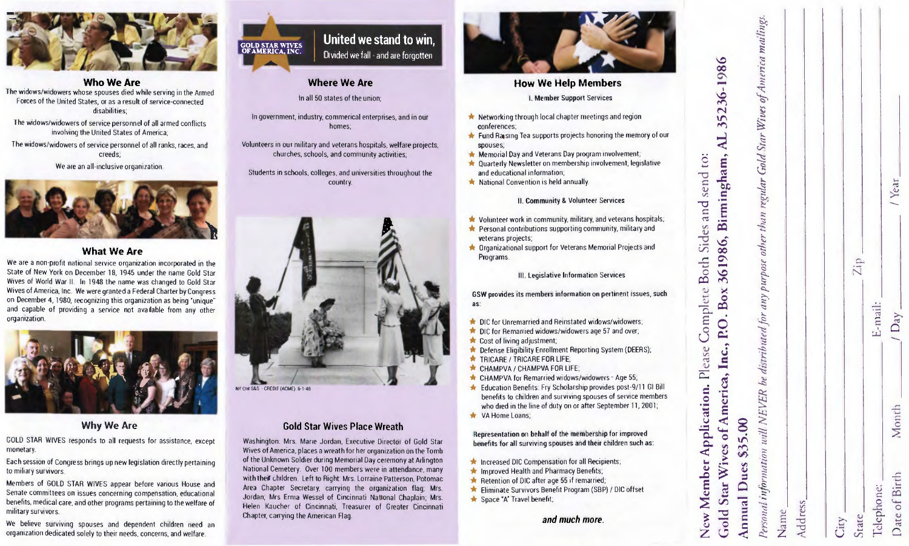## Who We Are

The widows/widowers whose spouses died while serving in the Armed Forces of the United States, or as a result of service-connected disabilities;

The widows/widowers of service personnel of all armed conflicts involving the United States of America;

The widows/widowers of service personnel of all ranks, races, and creeds;

We are an all-inclusive organization.

## What We Are

We are a non-profit national service organization incorporated in the State of New York on December 18, 1945 under the name Gold Star Wives of World War II. In 1948 the name was changed to Gold Star Wives of America, Inc. We were granted a Federal Charter by Congress on December 4, 1980, recognizing this organization as being "unique" and capable of providing a service not available from any other organization.

## Why We Are

GOLD STAR WIVES responds to all requests for assistance, except monetary.

Each session of Congress brings up new legislation directly pertaining to miliary survivors.

Members of GOLD STAR WIVES appear before various House and Senate committees on issues concerning compensation, educational benefits, medical care, and other programs pertaining to the welfare of military survivors.

We believe surviving spouses and dependent children need an organization dedicated solely to their needs, concerns, and welfare.

GOLD STAR WIVES OF AMERICA, INC.

**United we stand to win,**
Divided we fall - and are forgotten

## Where We Are

In all 50 states of the union;

In government, industry, commerical enterprises, and in our homes;

Volunteers in our military and veterans hospitals, welfare projects, churches, schools, and community activities;

Students in schools, colleges, and universities throughout the country.

NY CHI S&S · CREDIT (ACME) 6-1-48

## Gold Star Wives Place Wreath

Washington: Mrs. Marie Jordan, Executive Director of Gold Star Wives of America, places a wreath for her organization on the Tomb of the Unknown Soldier during Memorial Day ceremony at Arlington National Cemetery. Over 100 members were in attendance, many with their children. Left to Right: Mrs. Lorraine Patterson, Potomac Area Chapter Secretary, carrying the organization flag; Mrs. Jordan; Mrs Erma Wessel of Cincinnati National Chaplain; Mrs. Helen Kaucher of Cincinnati, Treasurer of Greater Cincinnati Chapter, carrying the American Flag.

## How We Help Members

### I. Member Support Services

- Networking through local chapter meetings and region conferences;
- Fund Raising Tea supports projects honoring the memory of our spouses;
- Memorial Day and Veterans Day program involvement;
- Quarterly Newsletter on membership involvement, legislative and educational information;
- National Convention is held annually.

### II. Community & Volunteer Services

- Volunteer work in community, military, and veterans hospitals;
- Personal contributions supporting community, military and veterans projects;
- Organizational support for Veterans Memorial Projects and Programs.

### III. Legislative Information Services

**GSW provides its members information on pertinent issues, such as:**

- DIC for Unremarried and Reinstated widows/widowers;
- DIC for Remarried widows/widowers age 57 and over;
- Cost of living adjustment;
- Defense Eligibility Enrollment Reporting System (DEERS);
- TRICARE / TRICARE FOR LIFE;
- CHAMPVA / CHAMPVA FOR LIFE;
- CHAMPVA for Remarried widows/widowers - Age 55;
- Education Benefits: Fry Scholarship provides post-9/11 GI Bill benefits to children and surviving spouses of service members who died in the line of duty on or after September 11, 2001;
- VA Home Loans;

**Representation on behalf of the membership for improved benefits for all surviving spouses and their children such as:**

- Increased DIC Compensation for all Recipients;
- Improved Health and Pharmacy Benefits;
- Retention of DIC after age 55 if remarried;
- Eliminate Survivors Benefit Program (SBP) / DIC offset
- Space "A" Travel benefit;

***and much more.***

**New Member Application.** Please Complete Both Sides and send to:

**Gold Star Wives of America, Inc., P.O. Box 361986, Birmingham, AL 35236-1986**

**Annual Dues $35.00**

*Personal information will NEVER be distributed for any purpose other than regular Gold Star Wives of America mailings.*

Name ______________________________

Address ______________________________

______________________________

City ______________________________

State ______________ Zip ______________

Telephone: ______________ E-mail: ______________

Date of Birth ______ Month ______ / Day ______ / Year